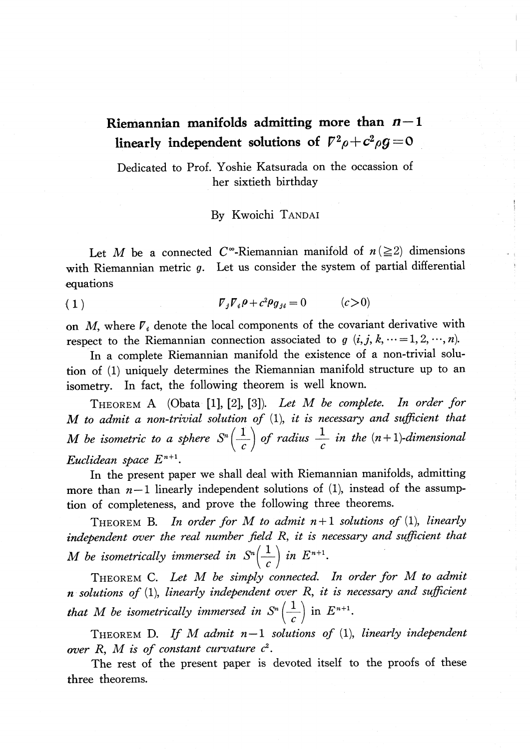# Riemannian manifolds admitting more than $n-1$ linearly independent solutions of $\nabla^2\rho+c^2\rho g=0$

Dedicated to Prof. Yoshie Katsurada on the occassion of her sixtieth birthday

By Kwoichi TANDAI

Let $M$ be a connected $C^\infty$-Riemannian manifold of $n(\geqq 2)$ dimensions with Riemannian metric $g$. Let us consider the system of partial differential equations

$$(1) \qquad \nabla_j\nabla_i\rho+c^2\rho g_{ji}=0 \qquad (c>0)$$

on $M$, where $\nabla_i$ denote the local components of the covariant derivative with respect to the Riemannian connection associated to $g$ $(i, j, k, \cdots=1, 2, \cdots, n)$.

In a complete Riemannian manifold the existence of a non-trivial solution of (1) uniquely determines the Riemannian manifold structure up to an isometry. In fact, the following theorem is well known.

THEOREM A (Obata [1], [2], [3]). *Let $M$ be complete. In order for $M$ to admit a non-trivial solution of* (1), *it is necessary and sufficient that $M$ be isometric to a sphere $S^n\left(\frac{1}{c}\right)$ of radius $\frac{1}{c}$ in the $(n+1)$-dimensional Euclidean space $E^{n+1}$.*

In the present paper we shall deal with Riemannian manifolds, admitting more than $n-1$ linearly independent solutions of (1), instead of the assumption of completeness, and prove the following three theorems.

THEOREM B. *In order for $M$ to admit $n+1$ solutions of* (1), *linearly independent over the real number field $R$, it is necessary and sufficient that $M$ be isometrically immersed in $S^n\left(\frac{1}{c}\right)$ in $E^{n+1}$.*

THEOREM C. *Let $M$ be simply connected. In order for $M$ to admit $n$ solutions of* (1), *linearly independent over $R$, it is necessary and sufficient that $M$ be isometrically immersed in $S^n\left(\frac{1}{c}\right)$* in *$E^{n+1}$.*

THEOREM D. *If $M$ admit $n-1$ solutions of* (1), *linearly independent over $R$, $M$ is of constant curvature $c^2$.*

The rest of the present paper is devoted itself to the proofs of these three theorems.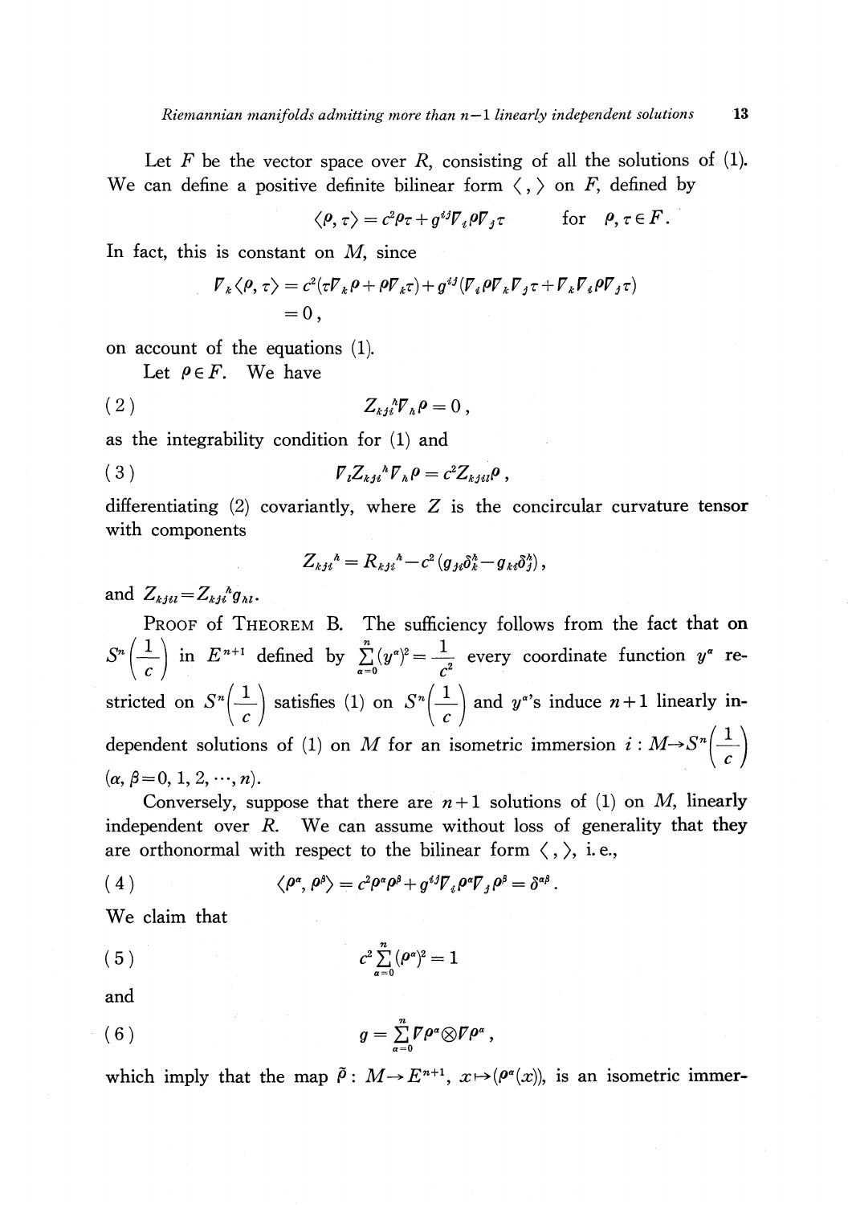Let $F$ be the vector space over $R$, consisting of all the solutions of (1). We can define a positive definite bilinear form $\langle\,,\rangle$ on $F$, defined by

$$\langle \rho, \tau \rangle = c^2 \rho\tau + g^{ij} \nabla_i \rho \nabla_j \tau \qquad \text{for} \quad \rho, \tau \in F.$$

In fact, this is constant on $M$, since

$$\begin{aligned} \nabla_k \langle \rho, \tau \rangle &= c^2 (\tau \nabla_k \rho + \rho \nabla_k \tau) + g^{ij} (\nabla_i \rho \nabla_k \nabla_j \tau + \nabla_k \nabla_i \rho \nabla_j \tau) \\ &= 0, \end{aligned}$$

on account of the equations (1).

Let $\rho \in F$. We have

$$Z_{kji}{}^h \nabla_h \rho = 0, \tag{2}$$

as the integrability condition for (1) and

$$\nabla_l Z_{kji}{}^h \nabla_h \rho = c^2 Z_{kjil} \rho, \tag{3}$$

differentiating (2) covariantly, where $Z$ is the concircular curvature tensor with components

$$Z_{kji}{}^h = R_{kji}{}^h - c^2 (g_{ji} \delta_k^h - g_{ki} \delta_j^h),$$

and $Z_{kjil} = Z_{kji}{}^h g_{hl}$.

PROOF of THEOREM B. The sufficiency follows from the fact that on $S^n\left(\frac{1}{c}\right)$ in $E^{n+1}$ defined by $\sum_{\alpha=0}^{n} (y^\alpha)^2 = \frac{1}{c^2}$ every coordinate function $y^\alpha$ restricted on $S^n\left(\frac{1}{c}\right)$ satisfies (1) on $S^n\left(\frac{1}{c}\right)$ and $y^\alpha$'s induce $n+1$ linearly independent solutions of (1) on $M$ for an isometric immersion $i: M \to S^n\left(\frac{1}{c}\right)$ $(\alpha, \beta = 0, 1, 2, \cdots, n)$.

Conversely, suppose that there are $n+1$ solutions of (1) on $M$, linearly independent over $R$. We can assume without loss of generality that they are orthonormal with respect to the bilinear form $\langle\,,\rangle$, i.e.,

$$\langle \rho^\alpha, \rho^\beta \rangle = c^2 \rho^\alpha \rho^\beta + g^{ij} \nabla_i \rho^\alpha \nabla_j \rho^\beta = \delta^{\alpha\beta}. \tag{4}$$

We claim that

$$c^2 \sum_{\alpha=0}^{n} (\rho^\alpha)^2 = 1 \tag{5}$$

and

$$g = \sum_{\alpha=0}^{n} \nabla \rho^\alpha \otimes \nabla \rho^\alpha, \tag{6}$$

which imply that the map $\tilde{\rho}: M \to E^{n+1}$, $x \mapsto (\rho^\alpha(x))$, is an isometric immer-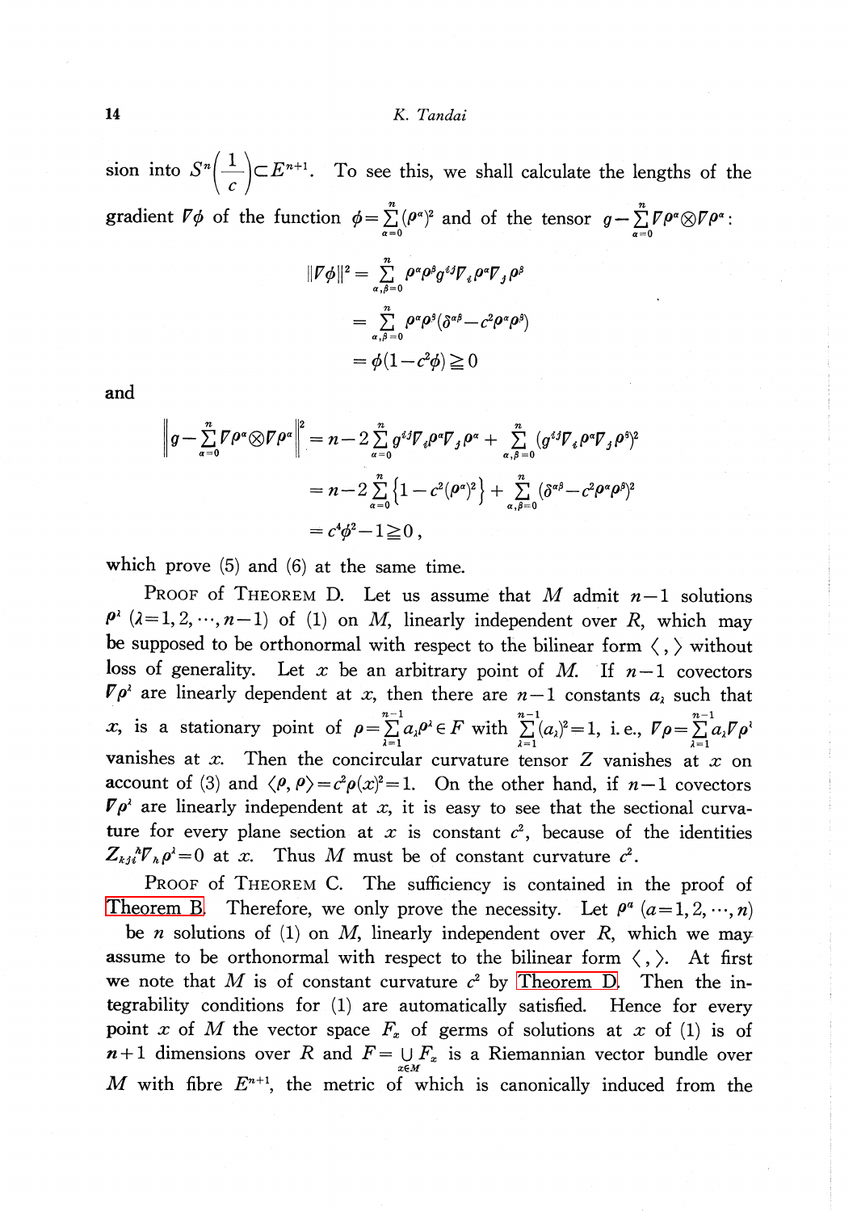sion into $S^n\left(\frac{1}{c}\right) \subset E^{n+1}$. To see this, we shall calculate the lengths of the gradient $\nabla\phi$ of the function $\phi = \sum_{\alpha=0}^{n} (\rho^\alpha)^2$ and of the tensor $g - \sum_{\alpha=0}^{n} \nabla\rho^\alpha \otimes \nabla\rho^\alpha$:

$$\begin{aligned}
\|\nabla\phi\|^2 &= \sum_{\alpha,\beta=0}^{n} \rho^\alpha \rho^\beta g^{ij} \nabla_i \rho^\alpha \nabla_j \rho^\beta \\
&= \sum_{\alpha,\beta=0}^{n} \rho^\alpha \rho^\beta (\delta^{\alpha\beta} - c^2 \rho^\alpha \rho^\beta) \\
&= \phi(1 - c^2\phi) \geqq 0
\end{aligned}$$

and

$$\begin{aligned}
\left\| g - \sum_{\alpha=0}^{n} \nabla\rho^\alpha \otimes \nabla\rho^\alpha \right\|^2 &= n - 2\sum_{\alpha=0}^{n} g^{ij} \nabla_i \rho^\alpha \nabla_j \rho^\alpha + \sum_{\alpha,\beta=0}^{n} (g^{ij} \nabla_i \rho^\alpha \nabla_j \rho^\beta)^2 \\
&= n - 2\sum_{\alpha=0}^{n} \left\{1 - c^2(\rho^\alpha)^2\right\} + \sum_{\alpha,\beta=0}^{n} (\delta^{\alpha\beta} - c^2 \rho^\alpha \rho^\beta)^2 \\
&= c^4\phi^2 - 1 \geqq 0\,,
\end{aligned}$$

which prove (5) and (6) at the same time.

PROOF of THEOREM D. Let us assume that $M$ admit $n-1$ solutions $\rho^\lambda$ $(\lambda = 1, 2, \cdots, n-1)$ of (1) on $M$, linearly independent over $R$, which may be supposed to be orthonormal with respect to the bilinear form $\langle\, , \rangle$ without loss of generality. Let $x$ be an arbitrary point of $M$. If $n-1$ covectors $\nabla\rho^\lambda$ are linearly dependent at $x$, then there are $n-1$ constants $a_\lambda$ such that $x$, is a stationary point of $\rho = \sum_{\lambda=1}^{n-1} a_\lambda \rho^\lambda \in F$ with $\sum_{\lambda=1}^{n-1} (a_\lambda)^2 = 1$, i.e., $\nabla\rho = \sum_{\lambda=1}^{n-1} a_\lambda \nabla\rho^\lambda$ vanishes at $x$. Then the concircular curvature tensor $Z$ vanishes at $x$ on account of (3) and $\langle \rho, \rho \rangle = c^2\rho(x)^2 = 1$. On the other hand, if $n-1$ covectors $\nabla\rho^\lambda$ are linearly independent at $x$, it is easy to see that the sectional curvature for every plane section at $x$ is constant $c^2$, because of the identities $Z_{kji}{}^h \nabla_h \rho^\lambda = 0$ at $x$. Thus $M$ must be of constant curvature $c^2$.

PROOF of THEOREM C. The sufficiency is contained in the proof of Theorem B. Therefore, we only prove the necessity. Let $\rho^a$ $(a = 1, 2, \cdots, n)$ be $n$ solutions of (1) on $M$, linearly independent over $R$, which we may assume to be orthonormal with respect to the bilinear form $\langle\, , \rangle$. At first we note that $M$ is of constant curvature $c^2$ by Theorem D. Then the integrability conditions for (1) are automatically satisfied. Hence for every point $x$ of $M$ the vector space $F_x$ of germs of solutions at $x$ of (1) is of $n+1$ dimensions over $R$ and $F = \bigcup_{x \in M} F_x$ is a Riemannian vector bundle over $M$ with fibre $E^{n+1}$, the metric of which is canonically induced from the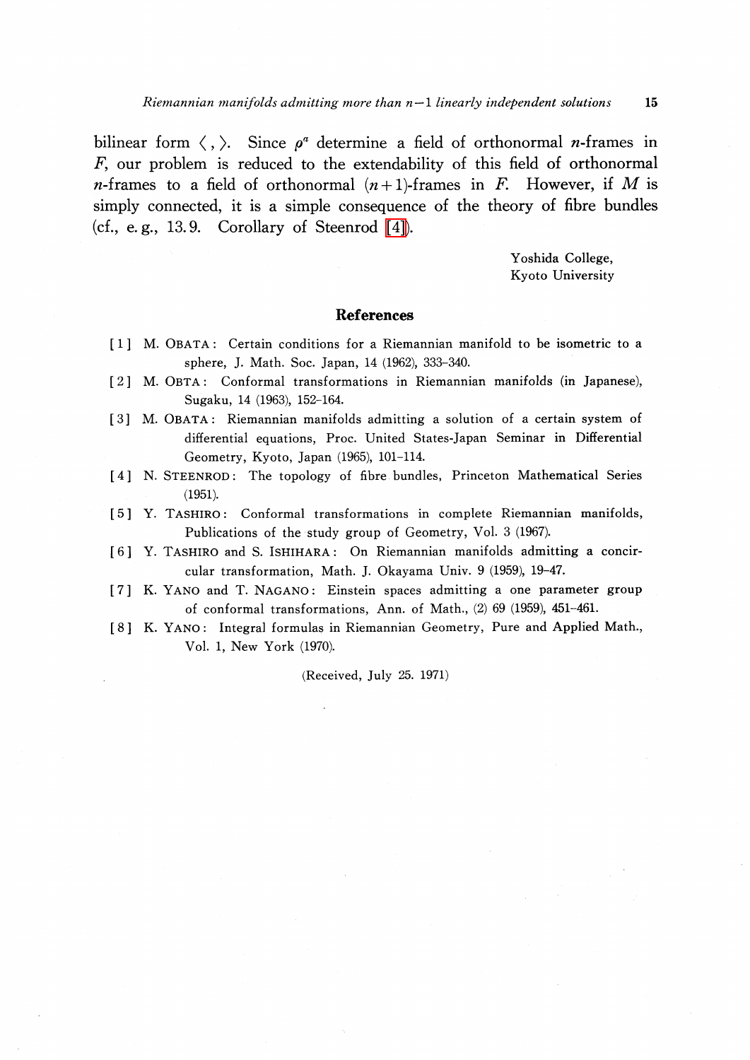bilinear form $\langle\ ,\ \rangle$. Since $\rho^a$ determine a field of orthonormal $n$-frames in $F$, our problem is reduced to the extendability of this field of orthonormal $n$-frames to a field of orthonormal $(n+1)$-frames in $F$. However, if $M$ is simply connected, it is a simple consequence of the theory of fibre bundles (cf., e.g., 13.9. Corollary of Steenrod [4]).

Yoshida College,
Kyoto University

## References

[1] M. OBATA: Certain conditions for a Riemannian manifold to be isometric to a sphere, J. Math. Soc. Japan, 14 (1962), 333–340.

[2] M. OBTA: Conformal transformations in Riemannian manifolds (in Japanese), Sugaku, 14 (1963), 152–164.

[3] M. OBATA: Riemannian manifolds admitting a solution of a certain system of differential equations, Proc. United States-Japan Seminar in Differential Geometry, Kyoto, Japan (1965), 101–114.

[4] N. STEENROD: The topology of fibre bundles, Princeton Mathematical Series (1951).

[5] Y. TASHIRO: Conformal transformations in complete Riemannian manifolds, Publications of the study group of Geometry, Vol. 3 (1967).

[6] Y. TASHIRO and S. ISHIHARA: On Riemannian manifolds admitting a concircular transformation, Math. J. Okayama Univ. 9 (1959), 19–47.

[7] K. YANO and T. NAGANO: Einstein spaces admitting a one parameter group of conformal transformations, Ann. of Math., (2) 69 (1959), 451–461.

[8] K. YANO: Integral formulas in Riemannian Geometry, Pure and Applied Math., Vol. 1, New York (1970).

(Received, July 25. 1971)